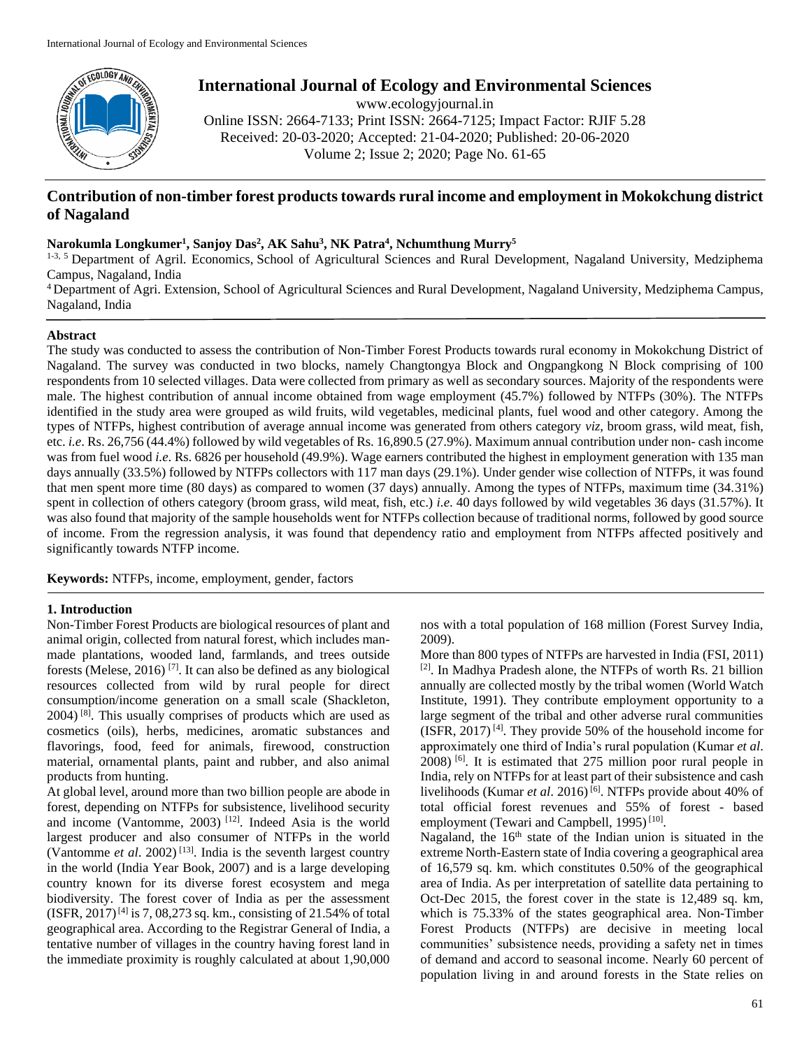# Contribution of non-timber forest products towards rural income and employment in Mokokchung district of Nagaland

**Narokumla Longkumer[1], Sanjoy Das[2], AK Sahu[3], NK Patra[4], Nchumthung Murry[5]**

[1-3, 5] Department of Agril. Economics, School of Agricultural Sciences and Rural Development, Nagaland University, Medziphema Campus, Nagaland, India

[4] Department of Agri. Extension, School of Agricultural Sciences and Rural Development, Nagaland University, Medziphema Campus, Nagaland, India

## Abstract

The study was conducted to assess the contribution of Non-Timber Forest Products towards rural economy in Mokokchung District of Nagaland. The survey was conducted in two blocks, namely Changtongya Block and Ongpangkong N Block comprising of 100 respondents from 10 selected villages. Data were collected from primary as well as secondary sources. Majority of the respondents were male. The highest contribution of annual income obtained from wage employment (45.7%) followed by NTFPs (30%). The NTFPs identified in the study area were grouped as wild fruits, wild vegetables, medicinal plants, fuel wood and other category. Among the types of NTFPs, highest contribution of average annual income was generated from others category *viz*, broom grass, wild meat, fish, etc. *i.e*. Rs. 26,756 (44.4%) followed by wild vegetables of Rs. 16,890.5 (27.9%). Maximum annual contribution under non- cash income was from fuel wood *i.e*. Rs. 6826 per household (49.9%). Wage earners contributed the highest in employment generation with 135 man days annually (33.5%) followed by NTFPs collectors with 117 man days (29.1%). Under gender wise collection of NTFPs, it was found that men spent more time (80 days) as compared to women (37 days) annually. Among the types of NTFPs, maximum time (34.31%) spent in collection of others category (broom grass, wild meat, fish, etc.) *i.e*. 40 days followed by wild vegetables 36 days (31.57%). It was also found that majority of the sample households went for NTFPs collection because of traditional norms, followed by good source of income. From the regression analysis, it was found that dependency ratio and employment from NTFPs affected positively and significantly towards NTFP income.

**Keywords:** NTFPs, income, employment, gender, factors

## 1. Introduction

Non-Timber Forest Products are biological resources of plant and animal origin, collected from natural forest, which includes man-made plantations, wooded land, farmlands, and trees outside forests (Melese, 2016) [7]. It can also be defined as any biological resources collected from wild by rural people for direct consumption/income generation on a small scale (Shackleton, 2004) [8]. This usually comprises of products which are used as cosmetics (oils), herbs, medicines, aromatic substances and flavorings, food, feed for animals, firewood, construction material, ornamental plants, paint and rubber, and also animal products from hunting.

At global level, around more than two billion people are abode in forest, depending on NTFPs for subsistence, livelihood security and income (Vantomme, 2003) [12]. Indeed Asia is the world largest producer and also consumer of NTFPs in the world (Vantomme *et al*. 2002) [13]. India is the seventh largest country in the world (India Year Book, 2007) and is a large developing country known for its diverse forest ecosystem and mega biodiversity. The forest cover of India as per the assessment (ISFR, 2017) [4] is 7, 08,273 sq. km., consisting of 21.54% of total geographical area. According to the Registrar General of India, a tentative number of villages in the country having forest land in the immediate proximity is roughly calculated at about 1,90,000 nos with a total population of 168 million (Forest Survey India, 2009).

More than 800 types of NTFPs are harvested in India (FSI, 2011) [2]. In Madhya Pradesh alone, the NTFPs of worth Rs. 21 billion annually are collected mostly by the tribal women (World Watch Institute, 1991). They contribute employment opportunity to a large segment of the tribal and other adverse rural communities (ISFR, 2017) [4]. They provide 50% of the household income for approximately one third of India's rural population (Kumar *et al*. 2008) [6]. It is estimated that 275 million poor rural people in India, rely on NTFPs for at least part of their subsistence and cash livelihoods (Kumar *et al*. 2016) [6]. NTFPs provide about 40% of total official forest revenues and 55% of forest - based employment (Tewari and Campbell, 1995) [10].

Nagaland, the 16th state of the Indian union is situated in the extreme North-Eastern state of India covering a geographical area of 16,579 sq. km. which constitutes 0.50% of the geographical area of India. As per interpretation of satellite data pertaining to Oct-Dec 2015, the forest cover in the state is 12,489 sq. km, which is 75.33% of the states geographical area. Non-Timber Forest Products (NTFPs) are decisive in meeting local communities' subsistence needs, providing a safety net in times of demand and accord to seasonal income. Nearly 60 percent of population living in and around forests in the State relies on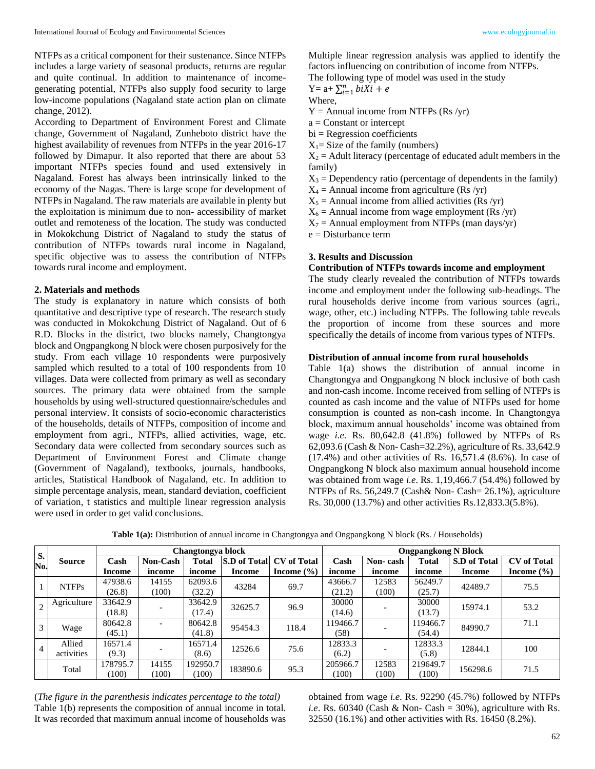NTFPs as a critical component for their sustenance. Since NTFPs includes a large variety of seasonal products, returns are regular and quite continual. In addition to maintenance of income-generating potential, NTFPs also supply food security to large low-income populations (Nagaland state action plan on climate change, 2012).

According to Department of Environment Forest and Climate change, Government of Nagaland, Zunheboto district have the highest availability of revenues from NTFPs in the year 2016-17 followed by Dimapur. It also reported that there are about 53 important NTFPs species found and used extensively in Nagaland. Forest has always been intrinsically linked to the economy of the Nagas. There is large scope for development of NTFPs in Nagaland. The raw materials are available in plenty but the exploitation is minimum due to non- accessibility of market outlet and remoteness of the location. The study was conducted in Mokokchung District of Nagaland to study the status of contribution of NTFPs towards rural income in Nagaland, specific objective was to assess the contribution of NTFPs towards rural income and employment.

## 2. Materials and methods

The study is explanatory in nature which consists of both quantitative and descriptive type of research. The research study was conducted in Mokokchung District of Nagaland. Out of 6 R.D. Blocks in the district, two blocks namely, Changtongya block and Ongpangkong N block were chosen purposively for the study. From each village 10 respondents were purposively sampled which resulted to a total of 100 respondents from 10 villages. Data were collected from primary as well as secondary sources. The primary data were obtained from the sample households by using well-structured questionnaire/schedules and personal interview. It consists of socio-economic characteristics of the households, details of NTFPs, composition of income and employment from agri., NTFPs, allied activities, wage, etc. Secondary data were collected from secondary sources such as Department of Environment Forest and Climate change (Government of Nagaland), textbooks, journals, handbooks, articles, Statistical Handbook of Nagaland, etc. In addition to simple percentage analysis, mean, standard deviation, coefficient of variation, t statistics and multiple linear regression analysis were used in order to get valid conclusions.

Multiple linear regression analysis was applied to identify the factors influencing on contribution of income from NTFPs.

The following type of model was used in the study

$Y = a + \sum_{i=1}^{n} biXi + e$

Where,

Y = Annual income from NTFPs (Rs /yr)

a = Constant or intercept

bi = Regression coefficients

$X_1$= Size of the family (numbers)

$X_2$ = Adult literacy (percentage of educated adult members in the family)

$X_3$ = Dependency ratio (percentage of dependents in the family)

$X_4$ = Annual income from agriculture (Rs /yr)

$X_5$ = Annual income from allied activities (Rs /yr)

$X_6$ = Annual income from wage employment (Rs /yr)

$X_7$ = Annual employment from NTFPs (man days/yr)

e = Disturbance term

## 3. Results and Discussion

### Contribution of NTFPs towards income and employment

The study clearly revealed the contribution of NTFPs towards income and employment under the following sub-headings. The rural households derive income from various sources (agri., wage, other, etc.) including NTFPs. The following table reveals the proportion of income from these sources and more specifically the details of income from various types of NTFPs.

### Distribution of annual income from rural households

Table 1(a) shows the distribution of annual income in Changtongya and Ongpangkong N block inclusive of both cash and non-cash income. Income received from selling of NTFPs is counted as cash income and the value of NTFPs used for home consumption is counted as non-cash income. In Changtongya block, maximum annual households' income was obtained from wage *i.e.* Rs. 80,642.8 (41.8%) followed by NTFPs of Rs 62,093.6 (Cash & Non- Cash=32.2%), agriculture of Rs. 33,642.9 (17.4%) and other activities of Rs. 16,571.4 (8.6%). In case of Ongpangkong N block also maximum annual household income was obtained from wage *i.e.* Rs. 1,19,466.7 (54.4%) followed by NTFPs of Rs. 56,249.7 (Cash& Non- Cash= 26.1%), agriculture Rs. 30,000 (13.7%) and other activities Rs.12,833.3(5.8%).

**Table 1(a):** Distribution of annual income in Changtongya and Ongpangkong N block (Rs. / Households)

| S. No. | Source | Changtongya block | | | | | Ongpangkong N Block | | | | |
|---|---|---|---|---|---|---|---|---|---|---|---|
| | | Cash Income | Non-Cash income | Total income | S.D of Total Income | CV of Total Income (%) | Cash income | Non- cash income | Total income | S.D of Total Income | CV of Total Income (%) |
| 1 | NTFPs | 47938.6 (26.8) | 14155 (100) | 62093.6 (32.2) | 43284 | 69.7 | 43666.7 (21.2) | 12583 (100) | 56249.7 (25.7) | 42489.7 | 75.5 |
| 2 | Agriculture | 33642.9 (18.8) | - | 33642.9 (17.4) | 32625.7 | 96.9 | 30000 (14.6) | - | 30000 (13.7) | 15974.1 | 53.2 |
| 3 | Wage | 80642.8 (45.1) | - | 80642.8 (41.8) | 95454.3 | 118.4 | 119466.7 (58) | - | 119466.7 (54.4) | 84990.7 | 71.1 |
| 4 | Allied activities | 16571.4 (9.3) | - | 16571.4 (8.6) | 12526.6 | 75.6 | 12833.3 (6.2) | - | 12833.3 (5.8) | 12844.1 | 100 |
| | Total | 178795.7 (100) | 14155 (100) | 192950.7 (100) | 183890.6 | 95.3 | 205966.7 (100) | 12583 (100) | 219649.7 (100) | 156298.6 | 71.5 |

(*The figure in the parenthesis indicates percentage to the total)*

Table 1(b) represents the composition of annual income in total. It was recorded that maximum annual income of households was obtained from wage *i.e.* Rs. 92290 (45.7%) followed by NTFPs *i.e.* Rs. 60340 (Cash & Non- Cash = 30%), agriculture with Rs. 32550 (16.1%) and other activities with Rs. 16450 (8.2%).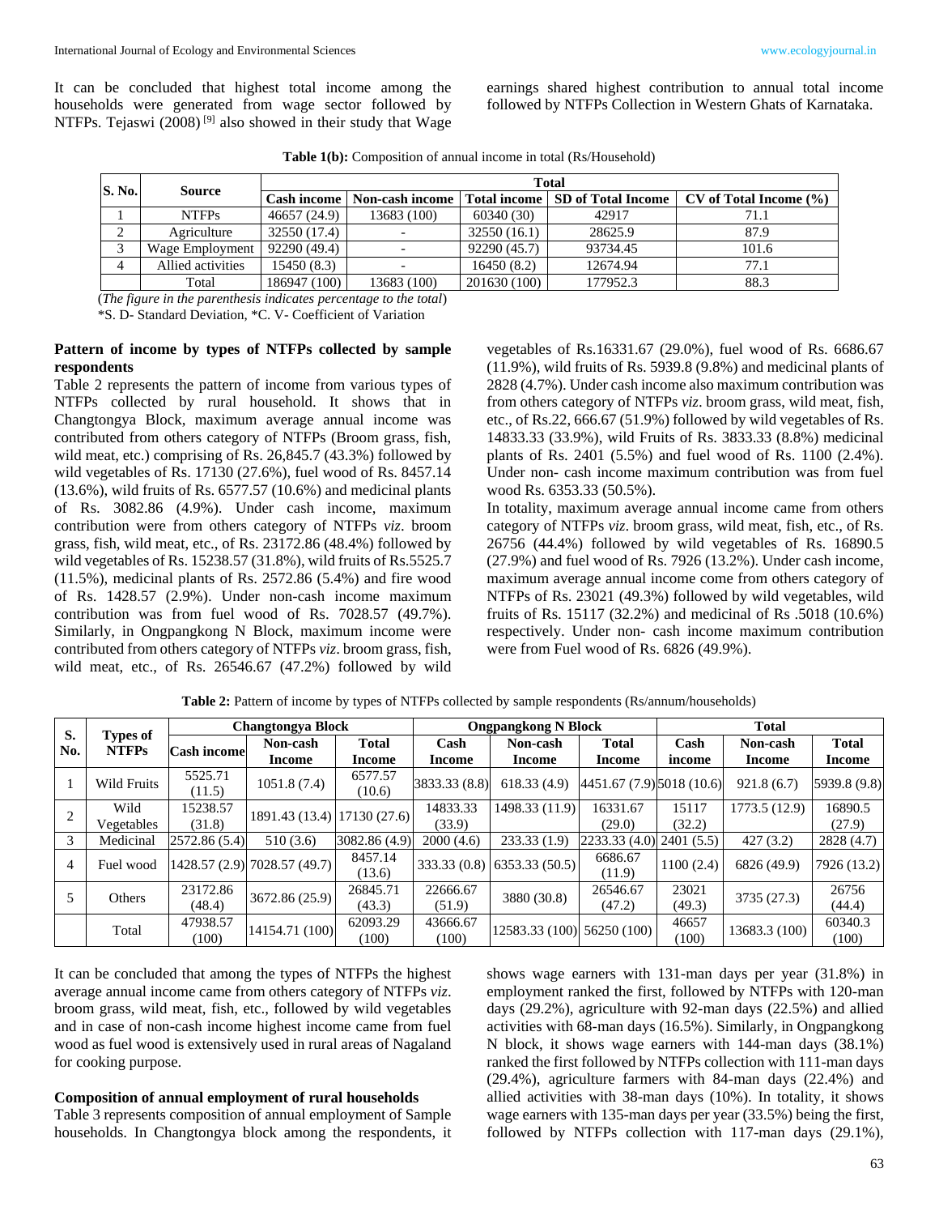It can be concluded that highest total income among the households were generated from wage sector followed by NTFPs. Tejaswi (2008) [9] also showed in their study that Wage earnings shared highest contribution to annual total income followed by NTFPs Collection in Western Ghats of Karnataka.

**Table 1(b):** Composition of annual income in total (Rs/Household)

| S. No. | Source | Total | | | | |
|---|---|---|---|---|---|---|
| | | **Cash income** | **Non-cash income** | **Total income** | **SD of Total Income** | **CV of Total Income (%)** |
| 1 | NTFPs | 46657 (24.9) | 13683 (100) | 60340 (30) | 42917 | 71.1 |
| 2 | Agriculture | 32550 (17.4) | - | 32550 (16.1) | 28625.9 | 87.9 |
| 3 | Wage Employment | 92290 (49.4) | - | 92290 (45.7) | 93734.45 | 101.6 |
| 4 | Allied activities | 15450 (8.3) | - | 16450 (8.2) | 12674.94 | 77.1 |
| | Total | 186947 (100) | 13683 (100) | 201630 (100) | 177952.3 | 88.3 |

(*The figure in the parenthesis indicates percentage to the total*)

*S. D- Standard Deviation, *C. V- Coefficient of Variation

**Pattern of income by types of NTFPs collected by sample respondents**

Table 2 represents the pattern of income from various types of NTFPs collected by rural household. It shows that in Changtongya Block, maximum average annual income was contributed from others category of NTFPs (Broom grass, fish, wild meat, etc.) comprising of Rs. 26,845.7 (43.3%) followed by wild vegetables of Rs. 17130 (27.6%), fuel wood of Rs. 8457.14 (13.6%), wild fruits of Rs. 6577.57 (10.6%) and medicinal plants of Rs. 3082.86 (4.9%). Under cash income, maximum contribution were from others category of NTFPs *viz*. broom grass, fish, wild meat, etc., of Rs. 23172.86 (48.4%) followed by wild vegetables of Rs. 15238.57 (31.8%), wild fruits of Rs.5525.7 (11.5%), medicinal plants of Rs. 2572.86 (5.4%) and fire wood of Rs. 1428.57 (2.9%). Under non-cash income maximum contribution was from fuel wood of Rs. 7028.57 (49.7%). Similarly, in Ongpangkong N Block, maximum income were contributed from others category of NTFPs *viz*. broom grass, fish, wild meat, etc., of Rs. 26546.67 (47.2%) followed by wild vegetables of Rs.16331.67 (29.0%), fuel wood of Rs. 6686.67 (11.9%), wild fruits of Rs. 5939.8 (9.8%) and medicinal plants of 2828 (4.7%). Under cash income also maximum contribution was from others category of NTFPs *viz*. broom grass, wild meat, fish, etc., of Rs.22, 666.67 (51.9%) followed by wild vegetables of Rs. 14833.33 (33.9%), wild Fruits of Rs. 3833.33 (8.8%) medicinal plants of Rs. 2401 (5.5%) and fuel wood of Rs. 1100 (2.4%). Under non- cash income maximum contribution was from fuel wood Rs. 6353.33 (50.5%).

In totality, maximum average annual income came from others category of NTFPs *viz*. broom grass, wild meat, fish, etc., of Rs. 26756 (44.4%) followed by wild vegetables of Rs. 16890.5 (27.9%) and fuel wood of Rs. 7926 (13.2%). Under cash income, maximum average annual income come from others category of NTFPs of Rs. 23021 (49.3%) followed by wild vegetables, wild fruits of Rs. 15117 (32.2%) and medicinal of Rs .5018 (10.6%) respectively. Under non- cash income maximum contribution were from Fuel wood of Rs. 6826 (49.9%).

**Table 2:** Pattern of income by types of NTFPs collected by sample respondents (Rs/annum/households)

| S. No. | Types of NTFPs | Changtongya Block | | | Ongpangkong N Block | | | Total | | |
|---|---|---|---|---|---|---|---|---|---|---|
| | | **Cash income** | **Non-cash Income** | **Total Income** | **Cash Income** | **Non-cash Income** | **Total Income** | **Cash income** | **Non-cash Income** | **Total Income** |
| 1 | Wild Fruits | 5525.71 (11.5) | 1051.8 (7.4) | 6577.57 (10.6) | 3833.33 (8.8) | 618.33 (4.9) | 4451.67 (7.9) | 5018 (10.6) | 921.8 (6.7) | 5939.8 (9.8) |
| 2 | Wild Vegetables | 15238.57 (31.8) | 1891.43 (13.4) | 17130 (27.6) | 14833.33 (33.9) | 1498.33 (11.9) | 16331.67 (29.0) | 15117 (32.2) | 1773.5 (12.9) | 16890.5 (27.9) |
| 3 | Medicinal | 2572.86 (5.4) | 510 (3.6) | 3082.86 (4.9) | 2000 (4.6) | 233.33 (1.9) | 2233.33 (4.0) | 2401 (5.5) | 427 (3.2) | 2828 (4.7) |
| 4 | Fuel wood | 1428.57 (2.9) | 7028.57 (49.7) | 8457.14 (13.6) | 333.33 (0.8) | 6353.33 (50.5) | 6686.67 (11.9) | 1100 (2.4) | 6826 (49.9) | 7926 (13.2) |
| 5 | Others | 23172.86 (48.4) | 3672.86 (25.9) | 26845.71 (43.3) | 22666.67 (51.9) | 3880 (30.8) | 26546.67 (47.2) | 23021 (49.3) | 3735 (27.3) | 26756 (44.4) |
| | Total | 47938.57 (100) | 14154.71 (100) | 62093.29 (100) | 43666.67 (100) | 12583.33 (100) | 56250 (100) | 46657 (100) | 13683.3 (100) | 60340.3 (100) |

It can be concluded that among the types of NTFPs the highest average annual income came from others category of NTFPs *viz*. broom grass, wild meat, fish, etc., followed by wild vegetables and in case of non-cash income highest income came from fuel wood as fuel wood is extensively used in rural areas of Nagaland for cooking purpose.

**Composition of annual employment of rural households**

Table 3 represents composition of annual employment of Sample households. In Changtongya block among the respondents, it shows wage earners with 131-man days per year (31.8%) in employment ranked the first, followed by NTFPs with 120-man days (29.2%), agriculture with 92-man days (22.5%) and allied activities with 68-man days (16.5%). Similarly, in Ongpangkong N block, it shows wage earners with 144-man days (38.1%) ranked the first followed by NTFPs collection with 111-man days (29.4%), agriculture farmers with 84-man days (22.4%) and allied activities with 38-man days (10%). In totality, it shows wage earners with 135-man days per year (33.5%) being the first, followed by NTFPs collection with 117-man days (29.1%),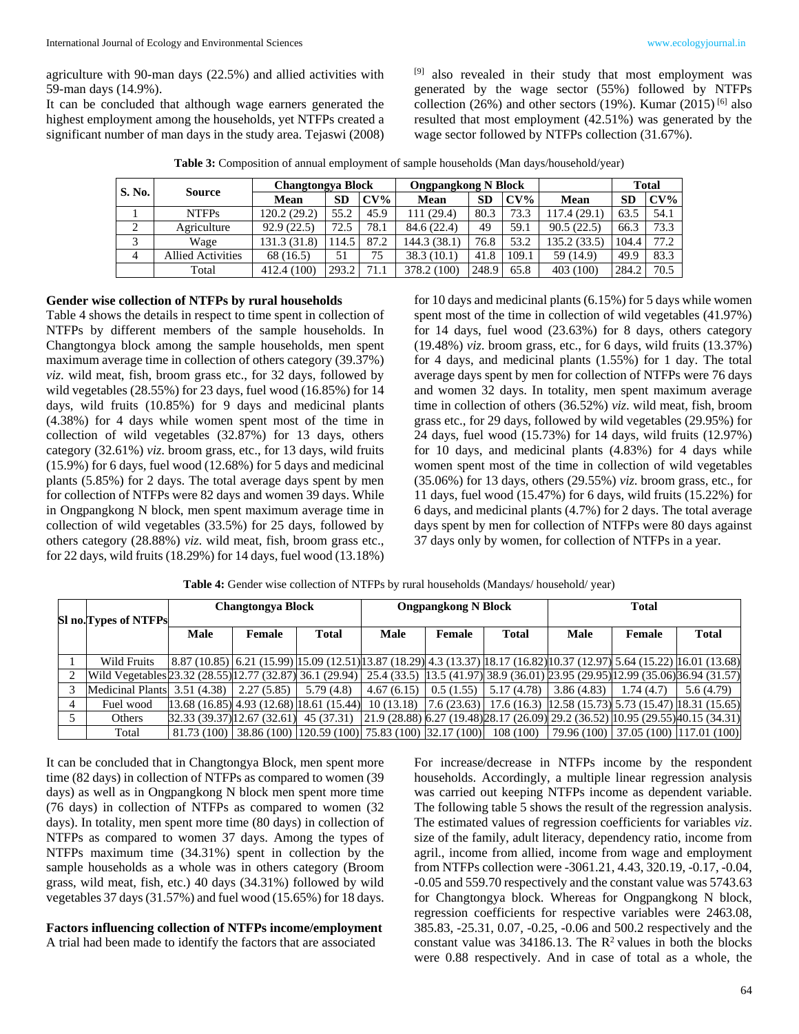agriculture with 90-man days (22.5%) and allied activities with 59-man days (14.9%).

It can be concluded that although wage earners generated the highest employment among the households, yet NTFPs created a significant number of man days in the study area. Tejaswi (2008) [9] also revealed in their study that most employment was generated by the wage sector (55%) followed by NTFPs collection (26%) and other sectors (19%). Kumar (2015) [6] also resulted that most employment (42.51%) was generated by the wage sector followed by NTFPs collection (31.67%).

**Table 3:** Composition of annual employment of sample households (Man days/household/year)

| S. No. | Source | Changtongya Block | | | Ongpangkong N Block | | | | Total | |
|---|---|---|---|---|---|---|---|---|---|---|
| | | Mean | SD | CV% | Mean | SD | CV% | Mean | SD | CV% |
| 1 | NTFPs | 120.2 (29.2) | 55.2 | 45.9 | 111 (29.4) | 80.3 | 73.3 | 117.4 (29.1) | 63.5 | 54.1 |
| 2 | Agriculture | 92.9 (22.5) | 72.5 | 78.1 | 84.6 (22.4) | 49 | 59.1 | 90.5 (22.5) | 66.3 | 73.3 |
| 3 | Wage | 131.3 (31.8) | 114.5 | 87.2 | 144.3 (38.1) | 76.8 | 53.2 | 135.2 (33.5) | 104.4 | 77.2 |
| 4 | Allied Activities | 68 (16.5) | 51 | 75 | 38.3 (10.1) | 41.8 | 109.1 | 59 (14.9) | 49.9 | 83.3 |
| | Total | 412.4 (100) | 293.2 | 71.1 | 378.2 (100) | 248.9 | 65.8 | 403 (100) | 284.2 | 70.5 |

**Gender wise collection of NTFPs by rural households**

Table 4 shows the details in respect to time spent in collection of NTFPs by different members of the sample households. In Changtongya block among the sample households, men spent maximum average time in collection of others category (39.37%) *viz.* wild meat, fish, broom grass etc., for 32 days, followed by wild vegetables (28.55%) for 23 days, fuel wood (16.85%) for 14 days, wild fruits (10.85%) for 9 days and medicinal plants (4.38%) for 4 days while women spent most of the time in collection of wild vegetables (32.87%) for 13 days, others category (32.61%) *viz.* broom grass, etc., for 13 days, wild fruits (15.9%) for 6 days, fuel wood (12.68%) for 5 days and medicinal plants (5.85%) for 2 days. The total average days spent by men for collection of NTFPs were 82 days and women 39 days. While in Ongpangkong N block, men spent maximum average time in collection of wild vegetables (33.5%) for 25 days, followed by others category (28.88%) *viz.* wild meat, fish, broom grass etc., for 22 days, wild fruits (18.29%) for 14 days, fuel wood (13.18%) for 10 days and medicinal plants (6.15%) for 5 days while women spent most of the time in collection of wild vegetables (41.97%) for 14 days, fuel wood (23.63%) for 8 days, others category (19.48%) *viz.* broom grass, etc., for 6 days, wild fruits (13.37%) for 4 days, and medicinal plants (1.55%) for 1 day. The total average days spent by men for collection of NTFPs were 76 days and women 32 days. In totality, men spent maximum average time in collection of others (36.52%) *viz.* wild meat, fish, broom grass etc., for 29 days, followed by wild vegetables (29.95%) for 24 days, fuel wood (15.73%) for 14 days, wild fruits (12.97%) for 10 days, and medicinal plants (4.83%) for 4 days while women spent most of the time in collection of wild vegetables (35.06%) for 13 days, others (29.55%) *viz.* broom grass, etc., for 11 days, fuel wood (15.47%) for 6 days, wild fruits (15.22%) for 6 days, and medicinal plants (4.7%) for 2 days. The total average days spent by men for collection of NTFPs were 80 days against 37 days only by women, for collection of NTFPs in a year.

**Table 4:** Gender wise collection of NTFPs by rural households (Mandays/ household/ year)

| Sl no. | Types of NTFPs | Changtongya Block | | | Ongpangkong N Block | | | Total | | |
|---|---|---|---|---|---|---|---|---|---|---|
| | | Male | Female | Total | Male | Female | Total | Male | Female | Total |
| 1 | Wild Fruits | 8.87 (10.85) | 6.21 (15.99) | 15.09 (12.51) | 13.87 (18.29) | 4.3 (13.37) | 18.17 (16.82) | 10.37 (12.97) | 5.64 (15.22) | 16.01 (13.68) |
| 2 | Wild Vegetables | 23.32 (28.55) | 12.77 (32.87) | 36.1 (29.94) | 25.4 (33.5) | 13.5 (41.97) | 38.9 (36.01) | 23.95 (29.95) | 12.99 (35.06) | 36.94 (31.57) |
| 3 | Medicinal Plants | 3.51 (4.38) | 2.27 (5.85) | 5.79 (4.8) | 4.67 (6.15) | 0.5 (1.55) | 5.17 (4.78) | 3.86 (4.83) | 1.74 (4.7) | 5.6 (4.79) |
| 4 | Fuel wood | 13.68 (16.85) | 4.93 (12.68) | 18.61 (15.44) | 10 (13.18) | 7.6 (23.63) | 17.6 (16.3) | 12.58 (15.73) | 5.73 (15.47) | 18.31 (15.65) |
| 5 | Others | 32.33 (39.37) | 12.67 (32.61) | 45 (37.31) | 21.9 (28.88) | 6.27 (19.48) | 28.17 (26.09) | 29.2 (36.52) | 10.95 (29.55) | 40.15 (34.31) |
| | Total | 81.73 (100) | 38.86 (100) | 120.59 (100) | 75.83 (100) | 32.17 (100) | 108 (100) | 79.96 (100) | 37.05 (100) | 117.01 (100) |

It can be concluded that in Changtongya Block, men spent more time (82 days) in collection of NTFPs as compared to women (39 days) as well as in Ongpangkong N block men spent more time (76 days) in collection of NTFPs as compared to women (32 days). In totality, men spent more time (80 days) in collection of NTFPs as compared to women 37 days. Among the types of NTFPs maximum time (34.31%) spent in collection by the sample households as a whole was in others category (Broom grass, wild meat, fish, etc.) 40 days (34.31%) followed by wild vegetables 37 days (31.57%) and fuel wood (15.65%) for 18 days.

**Factors influencing collection of NTFPs income/employment**

A trial had been made to identify the factors that are associated for increase/decrease in NTFPs income by the respondent households. Accordingly, a multiple linear regression analysis was carried out keeping NTFPs income as dependent variable. The following table 5 shows the result of the regression analysis. The estimated values of regression coefficients for variables *viz*. size of the family, adult literacy, dependency ratio, income from agril., income from allied, income from wage and employment from NTFPs collection were -3061.21, 4.43, 320.19, -0.17, -0.04, -0.05 and 559.70 respectively and the constant value was 5743.63 for Changtongya block. Whereas for Ongpangkong N block, regression coefficients for respective variables were 2463.08, 385.83, -25.31, 0.07, -0.25, -0.06 and 500.2 respectively and the constant value was 34186.13. The $R^2$ values in both the blocks were 0.88 respectively. And in case of total as a whole, the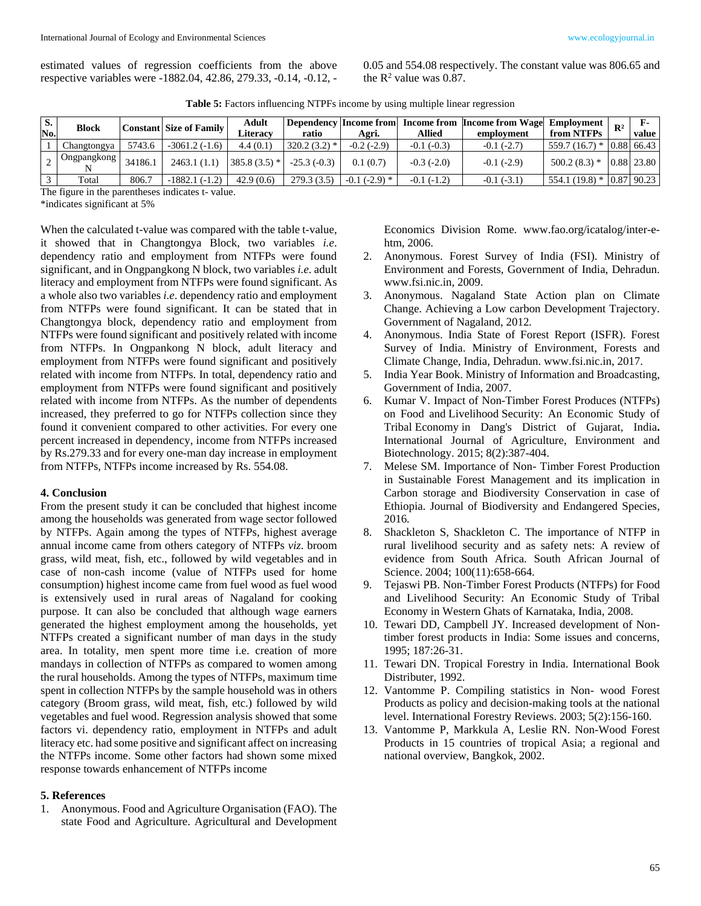estimated values of regression coefficients from the above respective variables were -1882.04, 42.86, 279.33, -0.14, -0.12, -0.05 and 554.08 respectively. The constant value was 806.65 and the $R^2$ value was 0.87.

**Table 5:** Factors influencing NTPFs income by using multiple linear regression

| S. No. | Block | Constant | Size of Family | Adult Literacy | Dependency ratio | Income from Agri. | Income from Allied | Income from Wage employment | Employment from NTFPs | $R^2$ | F-value |
|---|---|---|---|---|---|---|---|---|---|---|---|
| 1 | Changtongya | 5743.6 | -3061.2 (-1.6) | 4.4 (0.1) | 320.2 (3.2) * | -0.2 (-2.9) | -0.1 (-0.3) | -0.1 (-2.7) | 559.7 (16.7) * | 0.88 | 66.43 |
| 2 | Ongpangkong N | 34186.1 | 2463.1 (1.1) | 385.8 (3.5) * | -25.3 (-0.3) | 0.1 (0.7) | -0.3 (-2.0) | -0.1 (-2.9) | 500.2 (8.3) * | 0.88 | 23.80 |
| 3 | Total | 806.7 | -1882.1 (-1.2) | 42.9 (0.6) | 279.3 (3.5) | -0.1 (-2.9) * | -0.1 (-1.2) | -0.1 (-3.1) | 554.1 (19.8) * | 0.87 | 90.23 |

The figure in the parentheses indicates t- value.

*indicates significant at 5%

When the calculated t-value was compared with the table t-value, it showed that in Changtongya Block, two variables *i.e*. dependency ratio and employment from NTFPs were found significant, and in Ongpangkong N block, two variables *i.e*. adult literacy and employment from NTFPs were found significant. As a whole also two variables *i.e*. dependency ratio and employment from NTFPs were found significant. It can be stated that in Changtongya block, dependency ratio and employment from NTFPs were found significant and positively related with income from NTFPs. In Ongpankong N block, adult literacy and employment from NTFPs were found significant and positively related with income from NTFPs. In total, dependency ratio and employment from NTFPs were found significant and positively related with income from NTFPs. As the number of dependents increased, they preferred to go for NTFPs collection since they found it convenient compared to other activities. For every one percent increased in dependency, income from NTFPs increased by Rs.279.33 and for every one-man day increase in employment from NTFPs, NTFPs income increased by Rs. 554.08.

## 4. Conclusion

From the present study it can be concluded that highest income among the households was generated from wage sector followed by NTFPs. Again among the types of NTFPs, highest average annual income came from others category of NTFPs *viz*. broom grass, wild meat, fish, etc., followed by wild vegetables and in case of non-cash income (value of NTFPs used for home consumption) highest income came from fuel wood as fuel wood is extensively used in rural areas of Nagaland for cooking purpose. It can also be concluded that although wage earners generated the highest employment among the households, yet NTFPs created a significant number of man days in the study area. In totality, men spent more time i.e. creation of more mandays in collection of NTFPs as compared to women among the rural households. Among the types of NTFPs, maximum time spent in collection NTFPs by the sample household was in others category (Broom grass, wild meat, fish, etc.) followed by wild vegetables and fuel wood. Regression analysis showed that some factors vi. dependency ratio, employment in NTFPs and adult literacy etc. had some positive and significant affect on increasing the NTFPs income. Some other factors had shown some mixed response towards enhancement of NTFPs income

## 5. References

1. Anonymous. Food and Agriculture Organisation (FAO). The state Food and Agriculture. Agricultural and Development Economics Division Rome. www.fao.org/icatalog/inter-e-htm, 2006.
2. Anonymous. Forest Survey of India (FSI). Ministry of Environment and Forests, Government of India, Dehradun. www.fsi.nic.in, 2009.
3. Anonymous. Nagaland State Action plan on Climate Change. Achieving a Low carbon Development Trajectory. Government of Nagaland, 2012.
4. Anonymous. India State of Forest Report (ISFR). Forest Survey of India. Ministry of Environment, Forests and Climate Change, India, Dehradun. www.fsi.nic.in, 2017.
5. India Year Book. Ministry of Information and Broadcasting, Government of India, 2007.
6. Kumar V. Impact of Non-Timber Forest Produces (NTFPs) on Food and Livelihood Security: An Economic Study of Tribal Economy in Dang's District of Gujarat, India**.** International Journal of Agriculture, Environment and Biotechnology. 2015; 8(2):387-404.
7. Melese SM. Importance of Non- Timber Forest Production in Sustainable Forest Management and its implication in Carbon storage and Biodiversity Conservation in case of Ethiopia. Journal of Biodiversity and Endangered Species, 2016.
8. Shackleton S, Shackleton C. The importance of NTFP in rural livelihood security and as safety nets: A review of evidence from South Africa. South African Journal of Science. 2004; 100(11):658-664.
9. Tejaswi PB. Non-Timber Forest Products (NTFPs) for Food and Livelihood Security: An Economic Study of Tribal Economy in Western Ghats of Karnataka, India, 2008.
10. Tewari DD, Campbell JY. Increased development of Non-timber forest products in India: Some issues and concerns, 1995; 187:26-31.
11. Tewari DN. Tropical Forestry in India. International Book Distributer, 1992.
12. Vantomme P. Compiling statistics in Non- wood Forest Products as policy and decision-making tools at the national level. International Forestry Reviews. 2003; 5(2):156-160.
13. Vantomme P, Markkula A, Leslie RN. Non-Wood Forest Products in 15 countries of tropical Asia; a regional and national overview, Bangkok, 2002.